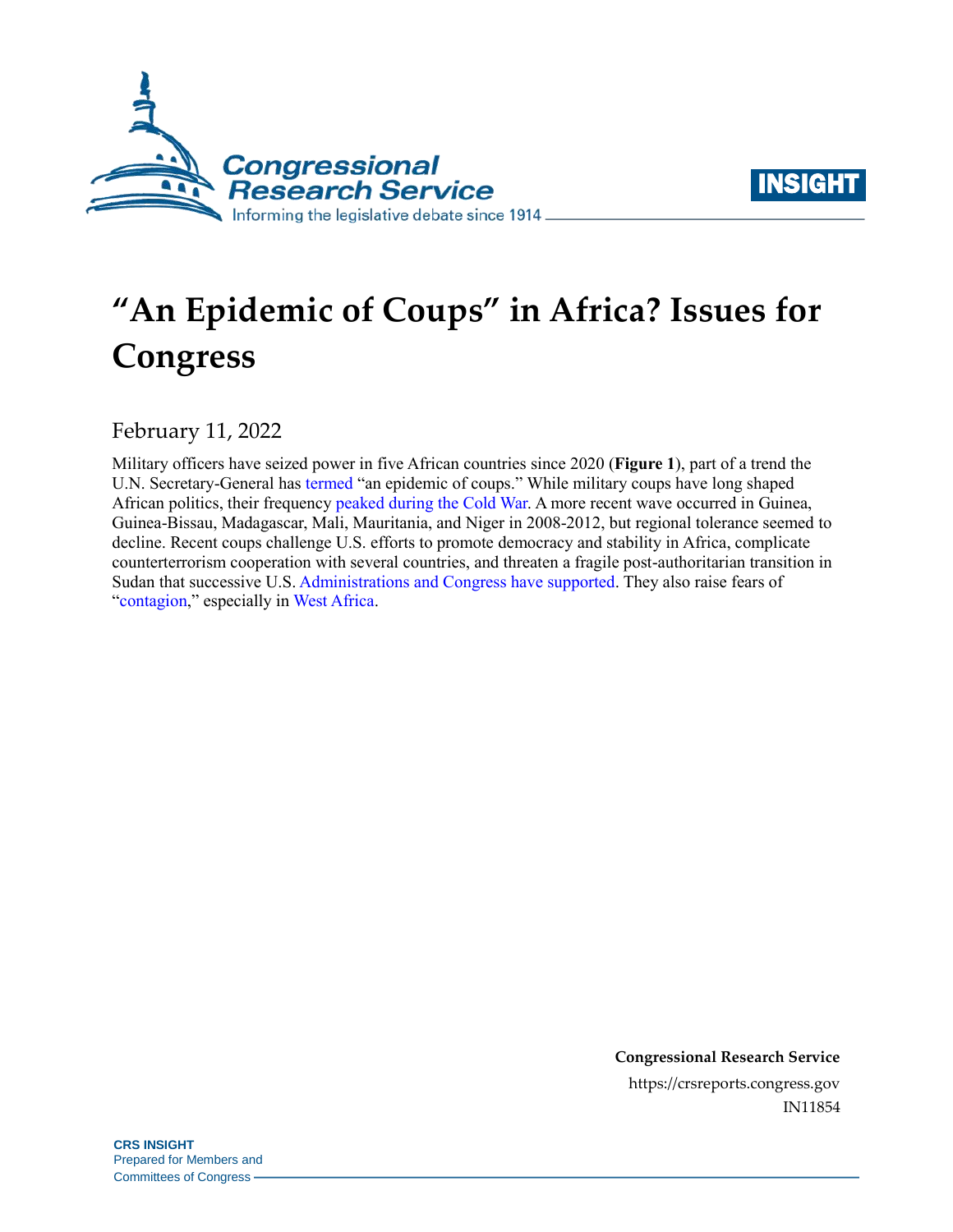# "An Epidemic of Coups" in Africa? Issues for Congress

February 11, 2022

Military officers have seized power in five African countries since 2020 (**Figure 1**), part of a trend the U.N. Secretary-General has termed "an epidemic of coups." While military coups have long shaped African politics, their frequency peaked during the Cold War. A more recent wave occurred in Guinea, Guinea-Bissau, Madagascar, Mali, Mauritania, and Niger in 2008-2012, but regional tolerance seemed to decline. Recent coups challenge U.S. efforts to promote democracy and stability in Africa, complicate counterterrorism cooperation with several countries, and threaten a fragile post-authoritarian transition in Sudan that successive U.S. Administrations and Congress have supported. They also raise fears of "contagion," especially in West Africa.

**Congressional Research Service**
https://crsreports.congress.gov
IN11854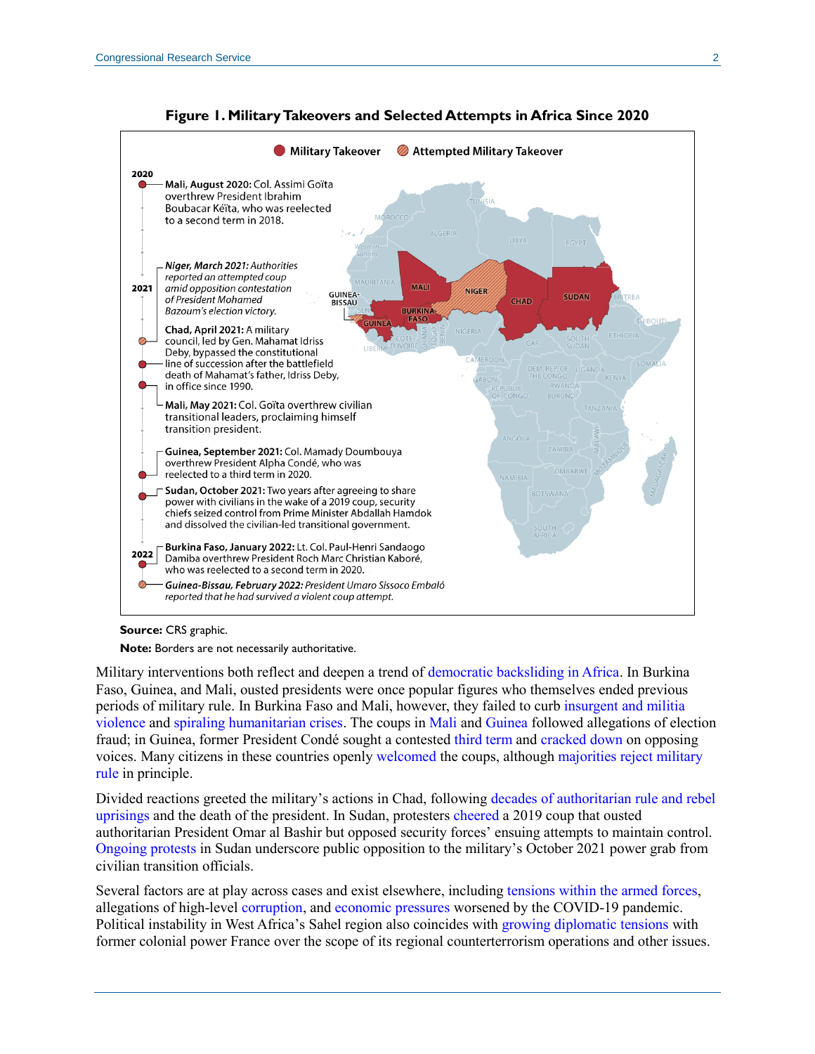**Figure 1. Military Takeovers and Selected Attempts in Africa Since 2020**

Military Takeover | Attempted Military Takeover

**2020**

**Mali, August 2020:** Col. Assimi Goïta overthrew President Ibrahim Boubacar Kéïta, who was reelected to a second term in 2018.

**2021**

***Niger, March 2021:*** *Authorities reported an attempted coup amid opposition contestation of President Mohamed Bazoum's election victory.*

**Chad, April 2021:** A military council, led by Gen. Mahamat Idriss Deby, bypassed the constitutional line of succession after the battlefield death of Mahamat's father, Idriss Deby, in office since 1990.

**Mali, May 2021:** Col. Goïta overthrew civilian transitional leaders, proclaiming himself transition president.

**Guinea, September 2021:** Col. Mamady Doumbouya overthrew President Alpha Condé, who was reelected to a third term in 2020.

**Sudan, October 2021:** Two years after agreeing to share power with civilians in the wake of a 2019 coup, security chiefs seized control from Prime Minister Abdallah Hamdok and dissolved the civilian-led transitional government.

**2022**

**Burkina Faso, January 2022:** Lt. Col. Paul-Henri Sandaogo Damiba overthrew President Roch Marc Christian Kaboré, who was reelected to a second term in 2020.

***Guinea-Bissau, February 2022:*** *President Umaro Sissoco Embaló reported that he had survived a violent coup attempt.*

**Source:** CRS graphic.

**Note:** Borders are not necessarily authoritative.

Military interventions both reflect and deepen a trend of democratic backsliding in Africa. In Burkina Faso, Guinea, and Mali, ousted presidents were once popular figures who themselves ended previous periods of military rule. In Burkina Faso and Mali, however, they failed to curb insurgent and militia violence and spiraling humanitarian crises. The coups in Mali and Guinea followed allegations of election fraud; in Guinea, former President Condé sought a contested third term and cracked down on opposing voices. Many citizens in these countries openly welcomed the coups, although majorities reject military rule in principle.

Divided reactions greeted the military's actions in Chad, following decades of authoritarian rule and rebel uprisings and the death of the president. In Sudan, protesters cheered a 2019 coup that ousted authoritarian President Omar al Bashir but opposed security forces' ensuing attempts to maintain control. Ongoing protests in Sudan underscore public opposition to the military's October 2021 power grab from civilian transition officials.

Several factors are at play across cases and exist elsewhere, including tensions within the armed forces, allegations of high-level corruption, and economic pressures worsened by the COVID-19 pandemic. Political instability in West Africa's Sahel region also coincides with growing diplomatic tensions with former colonial power France over the scope of its regional counterterrorism operations and other issues.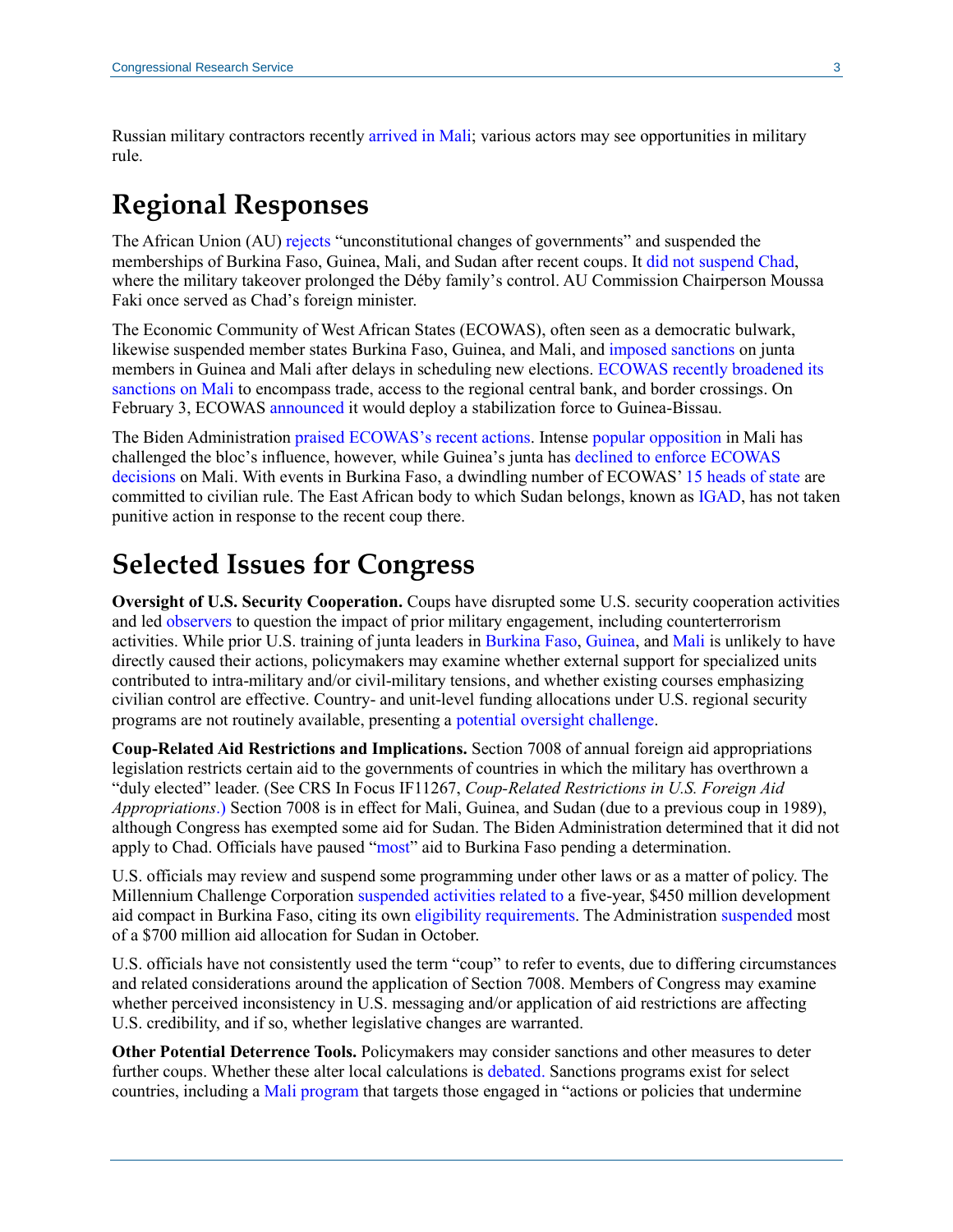Russian military contractors recently arrived in Mali; various actors may see opportunities in military rule.

## Regional Responses

The African Union (AU) rejects "unconstitutional changes of governments" and suspended the memberships of Burkina Faso, Guinea, Mali, and Sudan after recent coups. It did not suspend Chad, where the military takeover prolonged the Déby family's control. AU Commission Chairperson Moussa Faki once served as Chad's foreign minister.

The Economic Community of West African States (ECOWAS), often seen as a democratic bulwark, likewise suspended member states Burkina Faso, Guinea, and Mali, and imposed sanctions on junta members in Guinea and Mali after delays in scheduling new elections. ECOWAS recently broadened its sanctions on Mali to encompass trade, access to the regional central bank, and border crossings. On February 3, ECOWAS announced it would deploy a stabilization force to Guinea-Bissau.

The Biden Administration praised ECOWAS's recent actions. Intense popular opposition in Mali has challenged the bloc's influence, however, while Guinea's junta has declined to enforce ECOWAS decisions on Mali. With events in Burkina Faso, a dwindling number of ECOWAS' 15 heads of state are committed to civilian rule. The East African body to which Sudan belongs, known as IGAD, has not taken punitive action in response to the recent coup there.

## Selected Issues for Congress

**Oversight of U.S. Security Cooperation.** Coups have disrupted some U.S. security cooperation activities and led observers to question the impact of prior military engagement, including counterterrorism activities. While prior U.S. training of junta leaders in Burkina Faso, Guinea, and Mali is unlikely to have directly caused their actions, policymakers may examine whether external support for specialized units contributed to intra-military and/or civil-military tensions, and whether existing courses emphasizing civilian control are effective. Country- and unit-level funding allocations under U.S. regional security programs are not routinely available, presenting a potential oversight challenge.

**Coup-Related Aid Restrictions and Implications.** Section 7008 of annual foreign aid appropriations legislation restricts certain aid to the governments of countries in which the military has overthrown a "duly elected" leader. (See CRS In Focus IF11267, *Coup-Related Restrictions in U.S. Foreign Aid Appropriations*.) Section 7008 is in effect for Mali, Guinea, and Sudan (due to a previous coup in 1989), although Congress has exempted some aid for Sudan. The Biden Administration determined that it did not apply to Chad. Officials have paused "most" aid to Burkina Faso pending a determination.

U.S. officials may review and suspend some programming under other laws or as a matter of policy. The Millennium Challenge Corporation suspended activities related to a five-year, $450 million development aid compact in Burkina Faso, citing its own eligibility requirements. The Administration suspended most of a $700 million aid allocation for Sudan in October.

U.S. officials have not consistently used the term "coup" to refer to events, due to differing circumstances and related considerations around the application of Section 7008. Members of Congress may examine whether perceived inconsistency in U.S. messaging and/or application of aid restrictions are affecting U.S. credibility, and if so, whether legislative changes are warranted.

**Other Potential Deterrence Tools.** Policymakers may consider sanctions and other measures to deter further coups. Whether these alter local calculations is debated. Sanctions programs exist for select countries, including a Mali program that targets those engaged in "actions or policies that undermine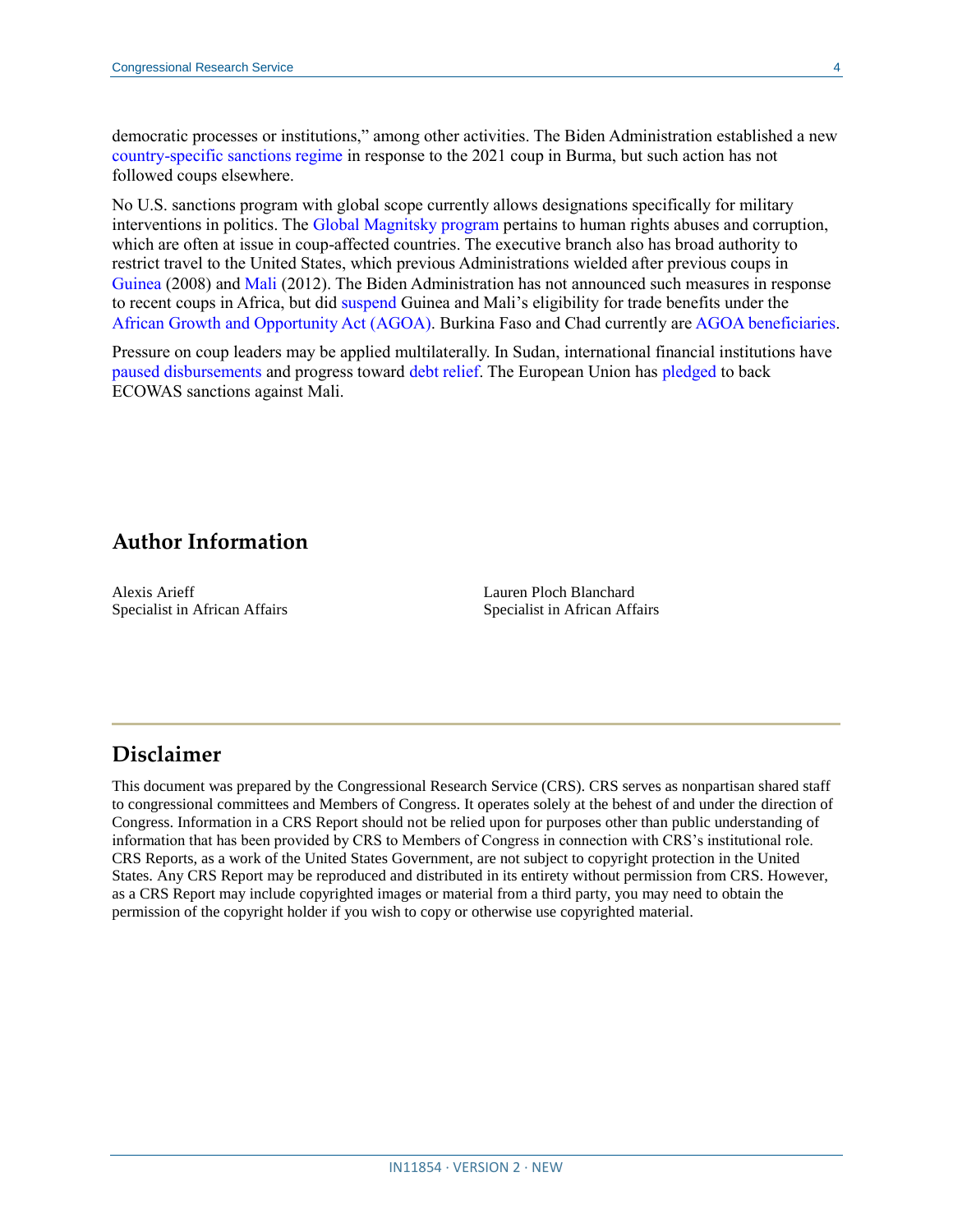democratic processes or institutions," among other activities. The Biden Administration established a new country-specific sanctions regime in response to the 2021 coup in Burma, but such action has not followed coups elsewhere.

No U.S. sanctions program with global scope currently allows designations specifically for military interventions in politics. The Global Magnitsky program pertains to human rights abuses and corruption, which are often at issue in coup-affected countries. The executive branch also has broad authority to restrict travel to the United States, which previous Administrations wielded after previous coups in Guinea (2008) and Mali (2012). The Biden Administration has not announced such measures in response to recent coups in Africa, but did suspend Guinea and Mali's eligibility for trade benefits under the African Growth and Opportunity Act (AGOA). Burkina Faso and Chad currently are AGOA beneficiaries.

Pressure on coup leaders may be applied multilaterally. In Sudan, international financial institutions have paused disbursements and progress toward debt relief. The European Union has pledged to back ECOWAS sanctions against Mali.

## Author Information

Alexis Arieff
Specialist in African Affairs

Lauren Ploch Blanchard
Specialist in African Affairs

## Disclaimer

This document was prepared by the Congressional Research Service (CRS). CRS serves as nonpartisan shared staff to congressional committees and Members of Congress. It operates solely at the behest of and under the direction of Congress. Information in a CRS Report should not be relied upon for purposes other than public understanding of information that has been provided by CRS to Members of Congress in connection with CRS's institutional role. CRS Reports, as a work of the United States Government, are not subject to copyright protection in the United States. Any CRS Report may be reproduced and distributed in its entirety without permission from CRS. However, as a CRS Report may include copyrighted images or material from a third party, you may need to obtain the permission of the copyright holder if you wish to copy or otherwise use copyrighted material.